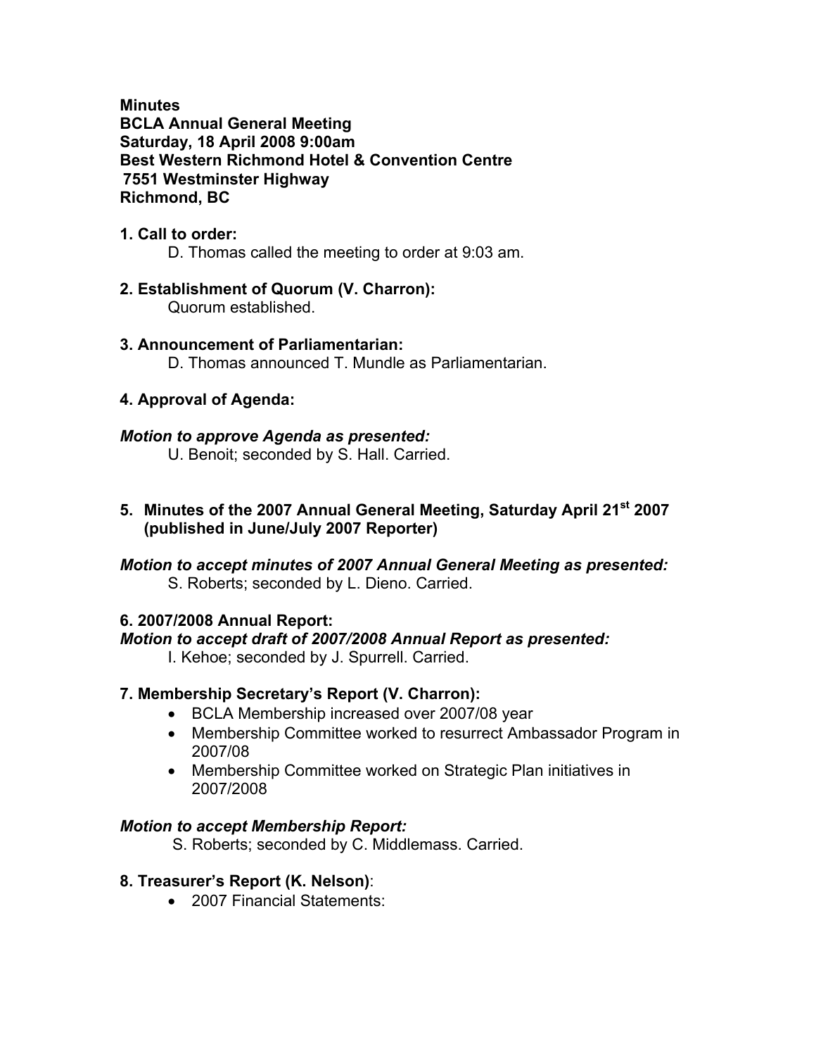**Minutes**
**BCLA Annual General Meeting**
**Saturday, 18 April 2008 9:00am**
**Best Western Richmond Hotel & Convention Centre**
**7551 Westminster Highway**
**Richmond, BC**

**1. Call to order:**

D. Thomas called the meeting to order at 9:03 am.

**2. Establishment of Quorum (V. Charron):**

Quorum established.

**3. Announcement of Parliamentarian:**

D. Thomas announced T. Mundle as Parliamentarian.

**4. Approval of Agenda:**

***Motion to approve Agenda as presented:***

U. Benoit; seconded by S. Hall. Carried.

**5. Minutes of the 2007 Annual General Meeting, Saturday April 21st 2007 (published in June/July 2007 Reporter)**

***Motion to accept minutes of 2007 Annual General Meeting as presented:***

S. Roberts; seconded by L. Dieno. Carried.

**6. 2007/2008 Annual Report:**

***Motion to accept draft of 2007/2008 Annual Report as presented:***

I. Kehoe; seconded by J. Spurrell. Carried.

**7. Membership Secretary's Report (V. Charron):**

- BCLA Membership increased over 2007/08 year
- Membership Committee worked to resurrect Ambassador Program in 2007/08
- Membership Committee worked on Strategic Plan initiatives in 2007/2008

***Motion to accept Membership Report:***

S. Roberts; seconded by C. Middlemass. Carried.

**8. Treasurer's Report (K. Nelson)**:

- 2007 Financial Statements: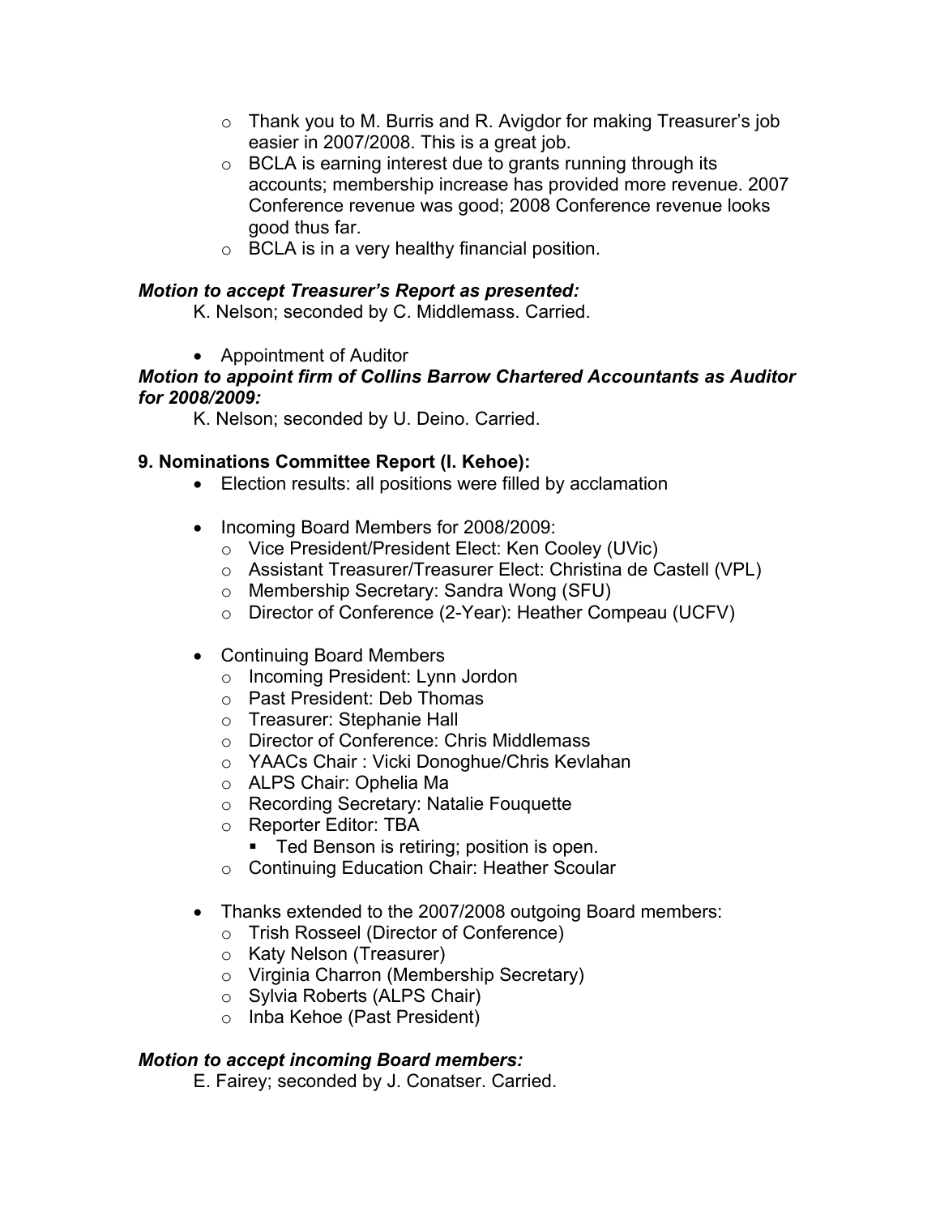- Thank you to M. Burris and R. Avigdor for making Treasurer's job easier in 2007/2008. This is a great job.
- BCLA is earning interest due to grants running through its accounts; membership increase has provided more revenue. 2007 Conference revenue was good; 2008 Conference revenue looks good thus far.
- BCLA is in a very healthy financial position.

***Motion to accept Treasurer's Report as presented:***

K. Nelson; seconded by C. Middlemass. Carried.

- Appointment of Auditor

***Motion to appoint firm of Collins Barrow Chartered Accountants as Auditor for 2008/2009:***

K. Nelson; seconded by U. Deino. Carried.

**9. Nominations Committee Report (I. Kehoe):**

- Election results: all positions were filled by acclamation
- Incoming Board Members for 2008/2009:
  - Vice President/President Elect: Ken Cooley (UVic)
  - Assistant Treasurer/Treasurer Elect: Christina de Castell (VPL)
  - Membership Secretary: Sandra Wong (SFU)
  - Director of Conference (2-Year): Heather Compeau (UCFV)
- Continuing Board Members
  - Incoming President: Lynn Jordon
  - Past President: Deb Thomas
  - Treasurer: Stephanie Hall
  - Director of Conference: Chris Middlemass
  - YAACs Chair : Vicki Donoghue/Chris Kevlahan
  - ALPS Chair: Ophelia Ma
  - Recording Secretary: Natalie Fouquette
  - Reporter Editor: TBA
    - Ted Benson is retiring; position is open.
  - Continuing Education Chair: Heather Scoular
- Thanks extended to the 2007/2008 outgoing Board members:
  - Trish Rosseel (Director of Conference)
  - Katy Nelson (Treasurer)
  - Virginia Charron (Membership Secretary)
  - Sylvia Roberts (ALPS Chair)
  - Inba Kehoe (Past President)

***Motion to accept incoming Board members:***

E. Fairey; seconded by J. Conatser. Carried.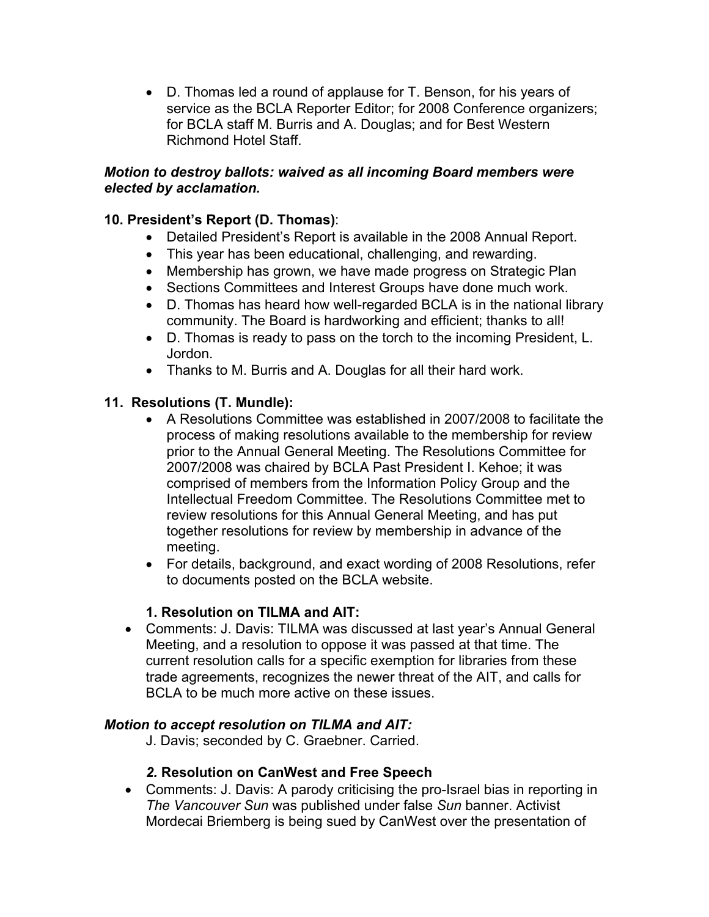- D. Thomas led a round of applause for T. Benson, for his years of service as the BCLA Reporter Editor; for 2008 Conference organizers; for BCLA staff M. Burris and A. Douglas; and for Best Western Richmond Hotel Staff.

***Motion to destroy ballots: waived as all incoming Board members were elected by acclamation.***

**10. President's Report (D. Thomas)**:

- Detailed President's Report is available in the 2008 Annual Report.
- This year has been educational, challenging, and rewarding.
- Membership has grown, we have made progress on Strategic Plan
- Sections Committees and Interest Groups have done much work.
- D. Thomas has heard how well-regarded BCLA is in the national library community. The Board is hardworking and efficient; thanks to all!
- D. Thomas is ready to pass on the torch to the incoming President, L. Jordon.
- Thanks to M. Burris and A. Douglas for all their hard work.

**11. Resolutions (T. Mundle):**

- A Resolutions Committee was established in 2007/2008 to facilitate the process of making resolutions available to the membership for review prior to the Annual General Meeting. The Resolutions Committee for 2007/2008 was chaired by BCLA Past President I. Kehoe; it was comprised of members from the Information Policy Group and the Intellectual Freedom Committee. The Resolutions Committee met to review resolutions for this Annual General Meeting, and has put together resolutions for review by membership in advance of the meeting.
- For details, background, and exact wording of 2008 Resolutions, refer to documents posted on the BCLA website.

**1. Resolution on TILMA and AIT:**

- Comments: J. Davis: TILMA was discussed at last year's Annual General Meeting, and a resolution to oppose it was passed at that time. The current resolution calls for a specific exemption for libraries from these trade agreements, recognizes the newer threat of the AIT, and calls for BCLA to be much more active on these issues.

***Motion to accept resolution on TILMA and AIT:***

J. Davis; seconded by C. Graebner. Carried.

***2.*** **Resolution on CanWest and Free Speech**

- Comments: J. Davis: A parody criticising the pro-Israel bias in reporting in *The Vancouver Sun* was published under false *Sun* banner. Activist Mordecai Briemberg is being sued by CanWest over the presentation of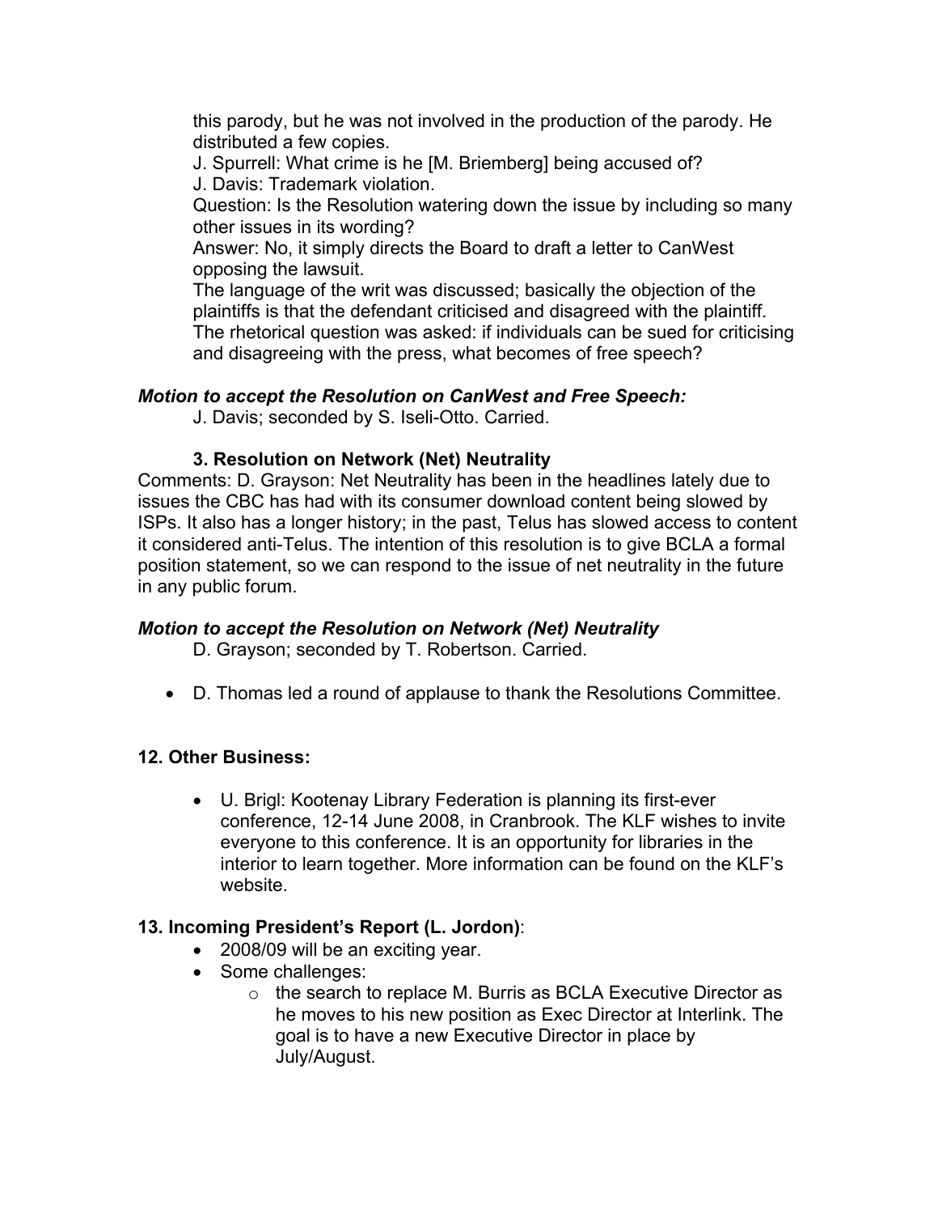this parody, but he was not involved in the production of the parody. He distributed a few copies.
J. Spurrell: What crime is he [M. Briemberg] being accused of?
J. Davis: Trademark violation.
Question: Is the Resolution watering down the issue by including so many other issues in its wording?
Answer: No, it simply directs the Board to draft a letter to CanWest opposing the lawsuit.
The language of the writ was discussed; basically the objection of the plaintiffs is that the defendant criticised and disagreed with the plaintiff. The rhetorical question was asked: if individuals can be sued for criticising and disagreeing with the press, what becomes of free speech?

***Motion to accept the Resolution on CanWest and Free Speech:***
J. Davis; seconded by S. Iseli-Otto. Carried.

**3. Resolution on Network (Net) Neutrality**

Comments: D. Grayson: Net Neutrality has been in the headlines lately due to issues the CBC has had with its consumer download content being slowed by ISPs. It also has a longer history; in the past, Telus has slowed access to content it considered anti-Telus. The intention of this resolution is to give BCLA a formal position statement, so we can respond to the issue of net neutrality in the future in any public forum.

***Motion to accept the Resolution on Network (Net) Neutrality***
D. Grayson; seconded by T. Robertson. Carried.

- D. Thomas led a round of applause to thank the Resolutions Committee.

## 12. Other Business:

- U. Brigl: Kootenay Library Federation is planning its first-ever conference, 12-14 June 2008, in Cranbrook. The KLF wishes to invite everyone to this conference. It is an opportunity for libraries in the interior to learn together. More information can be found on the KLF's website.

## 13. Incoming President's Report (L. Jordon):

- 2008/09 will be an exciting year.
- Some challenges:
  - the search to replace M. Burris as BCLA Executive Director as he moves to his new position as Exec Director at Interlink. The goal is to have a new Executive Director in place by July/August.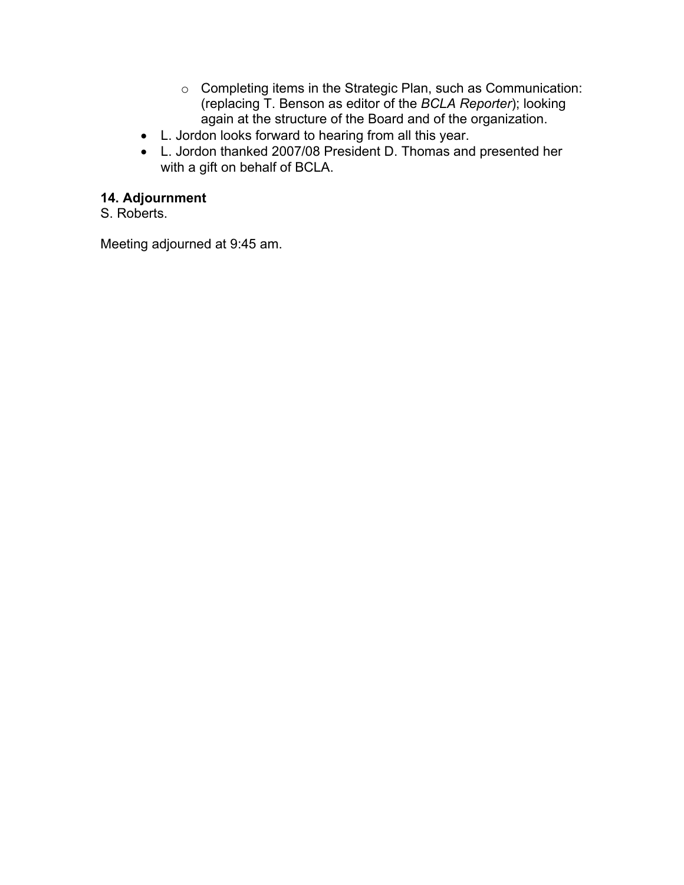- Completing items in the Strategic Plan, such as Communication: (replacing T. Benson as editor of the *BCLA Reporter*); looking again at the structure of the Board and of the organization.
- L. Jordon looks forward to hearing from all this year.
- L. Jordon thanked 2007/08 President D. Thomas and presented her with a gift on behalf of BCLA.

**14. Adjournment**
S. Roberts.

Meeting adjourned at 9:45 am.